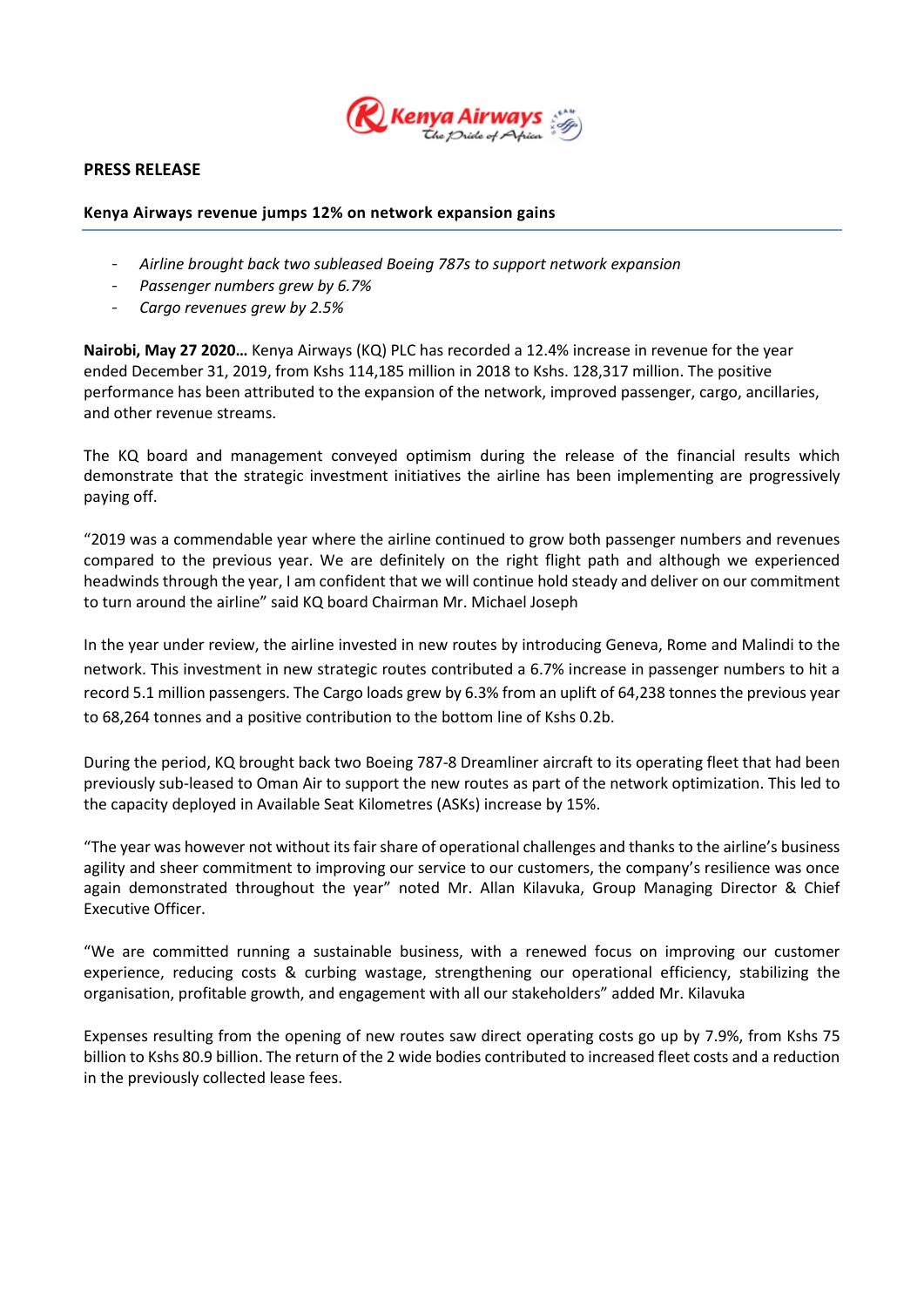**PRESS RELEASE**

**Kenya Airways revenue jumps 12% on network expansion gains**

- *Airline brought back two subleased Boeing 787s to support network expansion*
- *Passenger numbers grew by 6.7%*
- *Cargo revenues grew by 2.5%*

**Nairobi, May 27 2020…** Kenya Airways (KQ) PLC has recorded a 12.4% increase in revenue for the year ended December 31, 2019, from Kshs 114,185 million in 2018 to Kshs. 128,317 million. The positive performance has been attributed to the expansion of the network, improved passenger, cargo, ancillaries, and other revenue streams.

The KQ board and management conveyed optimism during the release of the financial results which demonstrate that the strategic investment initiatives the airline has been implementing are progressively paying off.

"2019 was a commendable year where the airline continued to grow both passenger numbers and revenues compared to the previous year. We are definitely on the right flight path and although we experienced headwinds through the year, I am confident that we will continue hold steady and deliver on our commitment to turn around the airline" said KQ board Chairman Mr. Michael Joseph

In the year under review, the airline invested in new routes by introducing Geneva, Rome and Malindi to the network. This investment in new strategic routes contributed a 6.7% increase in passenger numbers to hit a record 5.1 million passengers. The Cargo loads grew by 6.3% from an uplift of 64,238 tonnes the previous year to 68,264 tonnes and a positive contribution to the bottom line of Kshs 0.2b.

During the period, KQ brought back two Boeing 787-8 Dreamliner aircraft to its operating fleet that had been previously sub-leased to Oman Air to support the new routes as part of the network optimization. This led to the capacity deployed in Available Seat Kilometres (ASKs) increase by 15%.

"The year was however not without its fair share of operational challenges and thanks to the airline's business agility and sheer commitment to improving our service to our customers, the company's resilience was once again demonstrated throughout the year" noted Mr. Allan Kilavuka, Group Managing Director & Chief Executive Officer.

"We are committed running a sustainable business, with a renewed focus on improving our customer experience, reducing costs & curbing wastage, strengthening our operational efficiency, stabilizing the organisation, profitable growth, and engagement with all our stakeholders" added Mr. Kilavuka

Expenses resulting from the opening of new routes saw direct operating costs go up by 7.9%, from Kshs 75 billion to Kshs 80.9 billion. The return of the 2 wide bodies contributed to increased fleet costs and a reduction in the previously collected lease fees.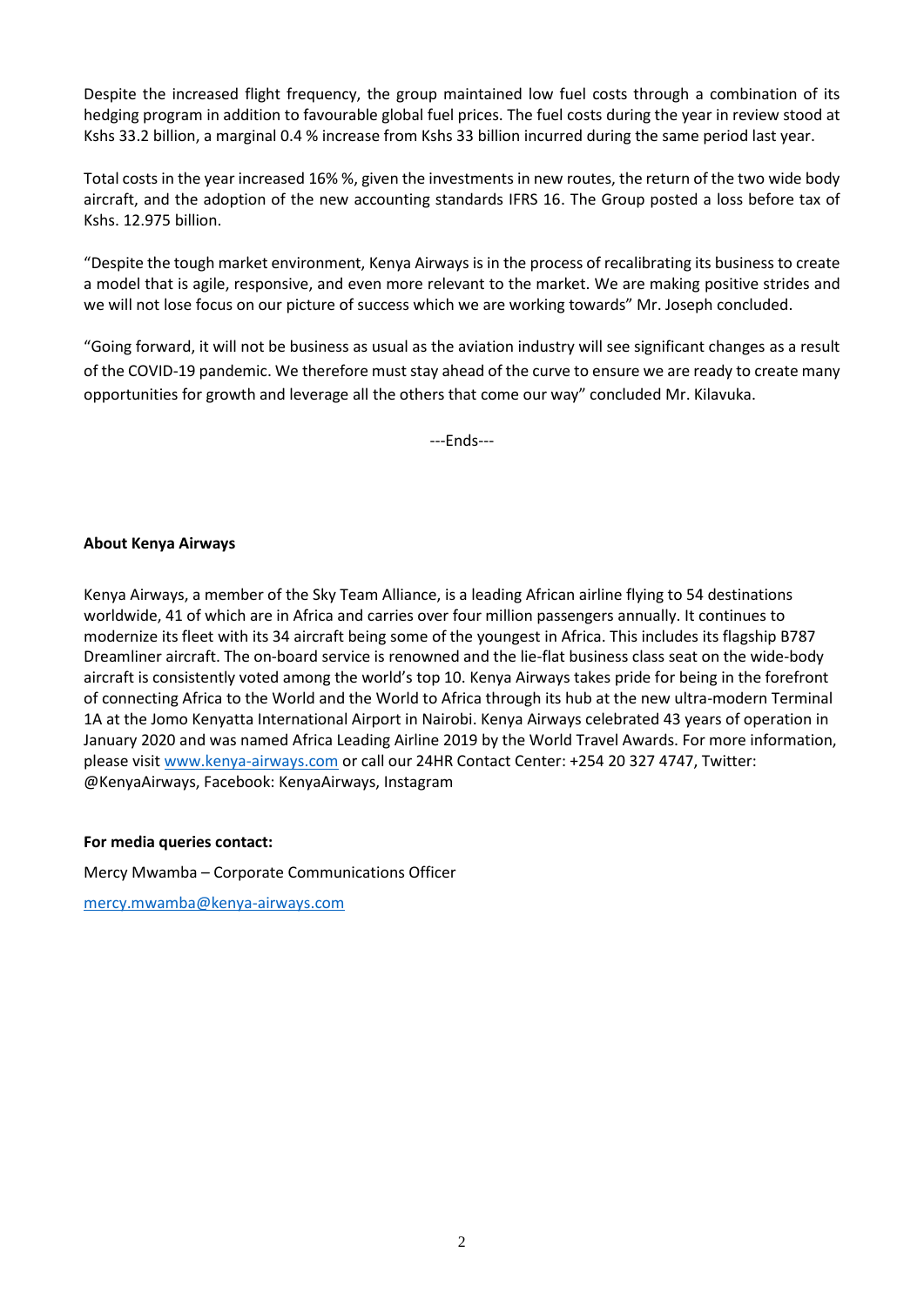Despite the increased flight frequency, the group maintained low fuel costs through a combination of its hedging program in addition to favourable global fuel prices. The fuel costs during the year in review stood at Kshs 33.2 billion, a marginal 0.4 % increase from Kshs 33 billion incurred during the same period last year.

Total costs in the year increased 16% %, given the investments in new routes, the return of the two wide body aircraft, and the adoption of the new accounting standards IFRS 16. The Group posted a loss before tax of Kshs. 12.975 billion.

"Despite the tough market environment, Kenya Airways is in the process of recalibrating its business to create a model that is agile, responsive, and even more relevant to the market. We are making positive strides and we will not lose focus on our picture of success which we are working towards" Mr. Joseph concluded.

"Going forward, it will not be business as usual as the aviation industry will see significant changes as a result of the COVID-19 pandemic. We therefore must stay ahead of the curve to ensure we are ready to create many opportunities for growth and leverage all the others that come our way" concluded Mr. Kilavuka.

---Ends---

**About Kenya Airways**

Kenya Airways, a member of the Sky Team Alliance, is a leading African airline flying to 54 destinations worldwide, 41 of which are in Africa and carries over four million passengers annually. It continues to modernize its fleet with its 34 aircraft being some of the youngest in Africa. This includes its flagship B787 Dreamliner aircraft. The on-board service is renowned and the lie-flat business class seat on the wide-body aircraft is consistently voted among the world's top 10. Kenya Airways takes pride for being in the forefront of connecting Africa to the World and the World to Africa through its hub at the new ultra-modern Terminal 1A at the Jomo Kenyatta International Airport in Nairobi. Kenya Airways celebrated 43 years of operation in January 2020 and was named Africa Leading Airline 2019 by the World Travel Awards. For more information, please visit www.kenya-airways.com or call our 24HR Contact Center: +254 20 327 4747, Twitter: @KenyaAirways, Facebook: KenyaAirways, Instagram

**For media queries contact:**

Mercy Mwamba – Corporate Communications Officer

mercy.mwamba@kenya-airways.com